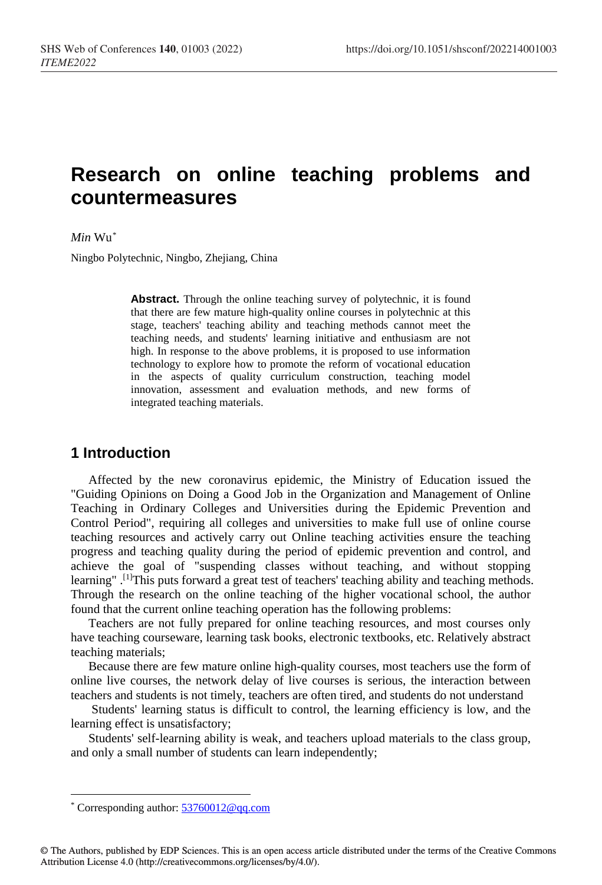# Research on online teaching problems and countermeasures

*Min* Wu*

Ningbo Polytechnic, Ningbo, Zhejiang, China

**Abstract.** Through the online teaching survey of polytechnic, it is found that there are few mature high-quality online courses in polytechnic at this stage, teachers' teaching ability and teaching methods cannot meet the teaching needs, and students' learning initiative and enthusiasm are not high. In response to the above problems, it is proposed to use information technology to explore how to promote the reform of vocational education in the aspects of quality curriculum construction, teaching model innovation, assessment and evaluation methods, and new forms of integrated teaching materials.

## 1 Introduction

Affected by the new coronavirus epidemic, the Ministry of Education issued the "Guiding Opinions on Doing a Good Job in the Organization and Management of Online Teaching in Ordinary Colleges and Universities during the Epidemic Prevention and Control Period", requiring all colleges and universities to make full use of online course teaching resources and actively carry out Online teaching activities ensure the teaching progress and teaching quality during the period of epidemic prevention and control, and achieve the goal of "suspending classes without teaching, and without stopping learning" .[1]This puts forward a great test of teachers' teaching ability and teaching methods. Through the research on the online teaching of the higher vocational school, the author found that the current online teaching operation has the following problems:

Teachers are not fully prepared for online teaching resources, and most courses only have teaching courseware, learning task books, electronic textbooks, etc. Relatively abstract teaching materials;

Because there are few mature online high-quality courses, most teachers use the form of online live courses, the network delay of live courses is serious, the interaction between teachers and students is not timely, teachers are often tired, and students do not understand

Students' learning status is difficult to control, the learning efficiency is low, and the learning effect is unsatisfactory;

Students' self-learning ability is weak, and teachers upload materials to the class group, and only a small number of students can learn independently;

---

* Corresponding author: 53760012@qq.com

© The Authors, published by EDP Sciences. This is an open access article distributed under the terms of the Creative Commons Attribution License 4.0 (http://creativecommons.org/licenses/by/4.0/).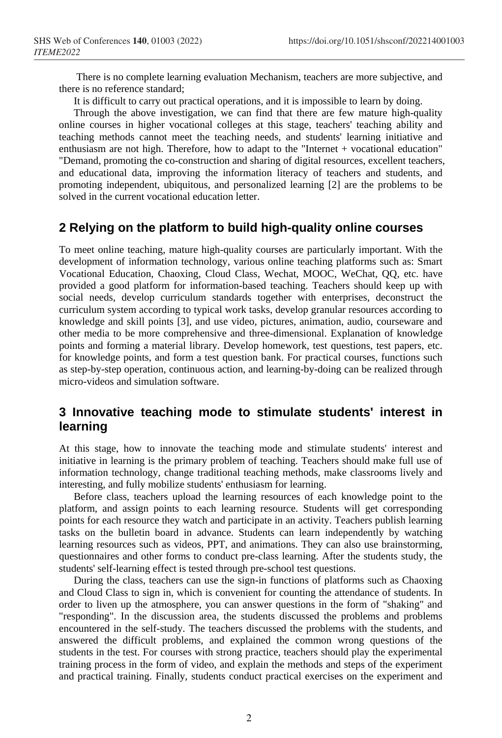There is no complete learning evaluation Mechanism, teachers are more subjective, and there is no reference standard;

It is difficult to carry out practical operations, and it is impossible to learn by doing.

Through the above investigation, we can find that there are few mature high-quality online courses in higher vocational colleges at this stage, teachers' teaching ability and teaching methods cannot meet the teaching needs, and students' learning initiative and enthusiasm are not high. Therefore, how to adapt to the "Internet + vocational education" "Demand, promoting the co-construction and sharing of digital resources, excellent teachers, and educational data, improving the information literacy of teachers and students, and promoting independent, ubiquitous, and personalized learning [2] are the problems to be solved in the current vocational education letter.

## 2 Relying on the platform to build high-quality online courses

To meet online teaching, mature high-quality courses are particularly important. With the development of information technology, various online teaching platforms such as: Smart Vocational Education, Chaoxing, Cloud Class, Wechat, MOOC, WeChat, QQ, etc. have provided a good platform for information-based teaching. Teachers should keep up with social needs, develop curriculum standards together with enterprises, deconstruct the curriculum system according to typical work tasks, develop granular resources according to knowledge and skill points [3], and use video, pictures, animation, audio, courseware and other media to be more comprehensive and three-dimensional. Explanation of knowledge points and forming a material library. Develop homework, test questions, test papers, etc. for knowledge points, and form a test question bank. For practical courses, functions such as step-by-step operation, continuous action, and learning-by-doing can be realized through micro-videos and simulation software.

## 3 Innovative teaching mode to stimulate students' interest in learning

At this stage, how to innovate the teaching mode and stimulate students' interest and initiative in learning is the primary problem of teaching. Teachers should make full use of information technology, change traditional teaching methods, make classrooms lively and interesting, and fully mobilize students' enthusiasm for learning.

Before class, teachers upload the learning resources of each knowledge point to the platform, and assign points to each learning resource. Students will get corresponding points for each resource they watch and participate in an activity. Teachers publish learning tasks on the bulletin board in advance. Students can learn independently by watching learning resources such as videos, PPT, and animations. They can also use brainstorming, questionnaires and other forms to conduct pre-class learning. After the students study, the students' self-learning effect is tested through pre-school test questions.

During the class, teachers can use the sign-in functions of platforms such as Chaoxing and Cloud Class to sign in, which is convenient for counting the attendance of students. In order to liven up the atmosphere, you can answer questions in the form of "shaking" and "responding". In the discussion area, the students discussed the problems and problems encountered in the self-study. The teachers discussed the problems with the students, and answered the difficult problems, and explained the common wrong questions of the students in the test. For courses with strong practice, teachers should play the experimental training process in the form of video, and explain the methods and steps of the experiment and practical training. Finally, students conduct practical exercises on the experiment and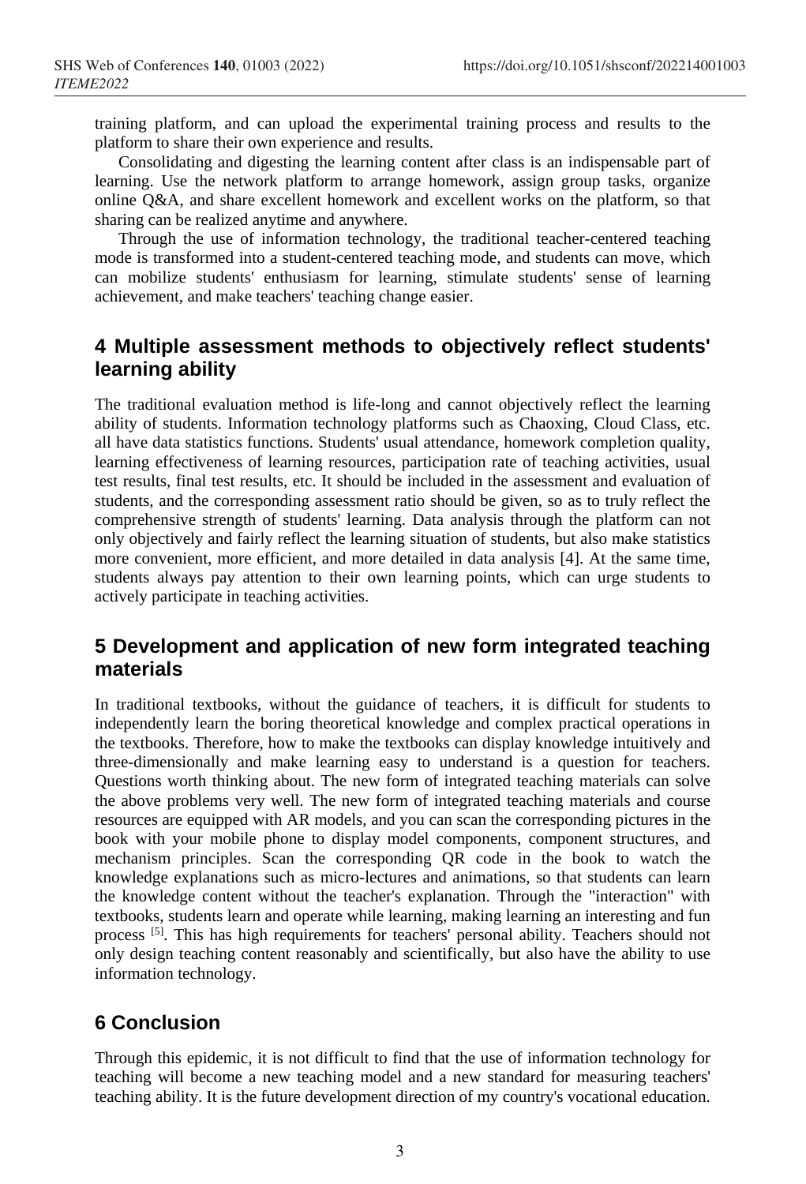training platform, and can upload the experimental training process and results to the platform to share their own experience and results.

Consolidating and digesting the learning content after class is an indispensable part of learning. Use the network platform to arrange homework, assign group tasks, organize online Q&A, and share excellent homework and excellent works on the platform, so that sharing can be realized anytime and anywhere.

Through the use of information technology, the traditional teacher-centered teaching mode is transformed into a student-centered teaching mode, and students can move, which can mobilize students' enthusiasm for learning, stimulate students' sense of learning achievement, and make teachers' teaching change easier.

## 4 Multiple assessment methods to objectively reflect students' learning ability

The traditional evaluation method is life-long and cannot objectively reflect the learning ability of students. Information technology platforms such as Chaoxing, Cloud Class, etc. all have data statistics functions. Students' usual attendance, homework completion quality, learning effectiveness of learning resources, participation rate of teaching activities, usual test results, final test results, etc. It should be included in the assessment and evaluation of students, and the corresponding assessment ratio should be given, so as to truly reflect the comprehensive strength of students' learning. Data analysis through the platform can not only objectively and fairly reflect the learning situation of students, but also make statistics more convenient, more efficient, and more detailed in data analysis [4]. At the same time, students always pay attention to their own learning points, which can urge students to actively participate in teaching activities.

## 5 Development and application of new form integrated teaching materials

In traditional textbooks, without the guidance of teachers, it is difficult for students to independently learn the boring theoretical knowledge and complex practical operations in the textbooks. Therefore, how to make the textbooks can display knowledge intuitively and three-dimensionally and make learning easy to understand is a question for teachers. Questions worth thinking about. The new form of integrated teaching materials can solve the above problems very well. The new form of integrated teaching materials and course resources are equipped with AR models, and you can scan the corresponding pictures in the book with your mobile phone to display model components, component structures, and mechanism principles. Scan the corresponding QR code in the book to watch the knowledge explanations such as micro-lectures and animations, so that students can learn the knowledge content without the teacher's explanation. Through the "interaction" with textbooks, students learn and operate while learning, making learning an interesting and fun process [5]. This has high requirements for teachers' personal ability. Teachers should not only design teaching content reasonably and scientifically, but also have the ability to use information technology.

## 6 Conclusion

Through this epidemic, it is not difficult to find that the use of information technology for teaching will become a new teaching model and a new standard for measuring teachers' teaching ability. It is the future development direction of my country's vocational education.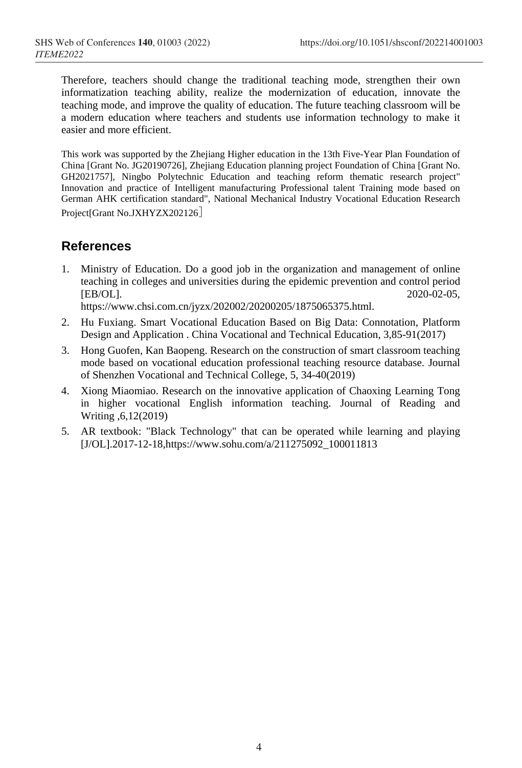Therefore, teachers should change the traditional teaching mode, strengthen their own informatization teaching ability, realize the modernization of education, innovate the teaching mode, and improve the quality of education. The future teaching classroom will be a modern education where teachers and students use information technology to make it easier and more efficient.

This work was supported by the Zhejiang Higher education in the 13th Five-Year Plan Foundation of China [Grant No. JG20190726], Zhejiang Education planning project Foundation of China [Grant No. GH2021757], Ningbo Polytechnic Education and teaching reform thematic research project" Innovation and practice of Intelligent manufacturing Professional talent Training mode based on German AHK certification standard", National Mechanical Industry Vocational Education Research Project[Grant No.JXHYZX202126]

## References

1. Ministry of Education. Do a good job in the organization and management of online teaching in colleges and universities during the epidemic prevention and control period [EB/OL]. 2020-02-05, https://www.chsi.com.cn/jyzx/202002/20200205/1875065375.html.
2. Hu Fuxiang. Smart Vocational Education Based on Big Data: Connotation, Platform Design and Application . China Vocational and Technical Education, 3,85-91(2017)
3. Hong Guofen, Kan Baopeng. Research on the construction of smart classroom teaching mode based on vocational education professional teaching resource database. Journal of Shenzhen Vocational and Technical College, 5, 34-40(2019)
4. Xiong Miaomiao. Research on the innovative application of Chaoxing Learning Tong in higher vocational English information teaching. Journal of Reading and Writing ,6,12(2019)
5. AR textbook: "Black Technology" that can be operated while learning and playing [J/OL].2017-12-18,https://www.sohu.com/a/211275092_100011813